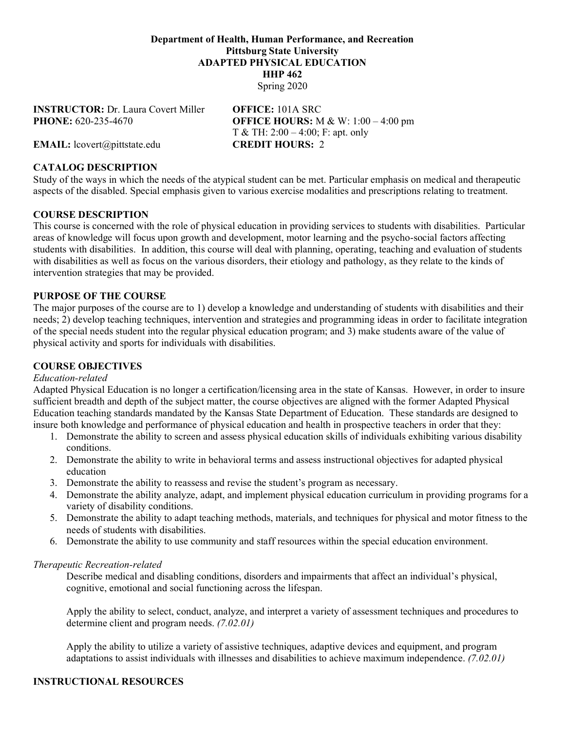**Department of Health, Human Performance, and Recreation**
**Pittsburg State University**
**ADAPTED PHYSICAL EDUCATION**
**HHP 462**
Spring 2020

**INSTRUCTOR:** Dr. Laura Covert Miller
**PHONE:** 620-235-4670
**EMAIL:** lcovert@pittstate.edu

**OFFICE:** 101A SRC
**OFFICE HOURS:** M & W: 1:00 – 4:00 pm
T & TH: 2:00 – 4:00; F: apt. only
**CREDIT HOURS:** 2

## CATALOG DESCRIPTION

Study of the ways in which the needs of the atypical student can be met. Particular emphasis on medical and therapeutic aspects of the disabled. Special emphasis given to various exercise modalities and prescriptions relating to treatment.

## COURSE DESCRIPTION

This course is concerned with the role of physical education in providing services to students with disabilities. Particular areas of knowledge will focus upon growth and development, motor learning and the psycho-social factors affecting students with disabilities. In addition, this course will deal with planning, operating, teaching and evaluation of students with disabilities as well as focus on the various disorders, their etiology and pathology, as they relate to the kinds of intervention strategies that may be provided.

## PURPOSE OF THE COURSE

The major purposes of the course are to 1) develop a knowledge and understanding of students with disabilities and their needs; 2) develop teaching techniques, intervention and strategies and programming ideas in order to facilitate integration of the special needs student into the regular physical education program; and 3) make students aware of the value of physical activity and sports for individuals with disabilities.

## COURSE OBJECTIVES

*Education-related*

Adapted Physical Education is no longer a certification/licensing area in the state of Kansas. However, in order to insure sufficient breadth and depth of the subject matter, the course objectives are aligned with the former Adapted Physical Education teaching standards mandated by the Kansas State Department of Education. These standards are designed to insure both knowledge and performance of physical education and health in prospective teachers in order that they:

1. Demonstrate the ability to screen and assess physical education skills of individuals exhibiting various disability conditions.
2. Demonstrate the ability to write in behavioral terms and assess instructional objectives for adapted physical education
3. Demonstrate the ability to reassess and revise the student's program as necessary.
4. Demonstrate the ability analyze, adapt, and implement physical education curriculum in providing programs for a variety of disability conditions.
5. Demonstrate the ability to adapt teaching methods, materials, and techniques for physical and motor fitness to the needs of students with disabilities.
6. Demonstrate the ability to use community and staff resources within the special education environment.

*Therapeutic Recreation-related*

Describe medical and disabling conditions, disorders and impairments that affect an individual's physical, cognitive, emotional and social functioning across the lifespan.

Apply the ability to select, conduct, analyze, and interpret a variety of assessment techniques and procedures to determine client and program needs. *(7.02.01)*

Apply the ability to utilize a variety of assistive techniques, adaptive devices and equipment, and program adaptations to assist individuals with illnesses and disabilities to achieve maximum independence. *(7.02.01)*

## INSTRUCTIONAL RESOURCES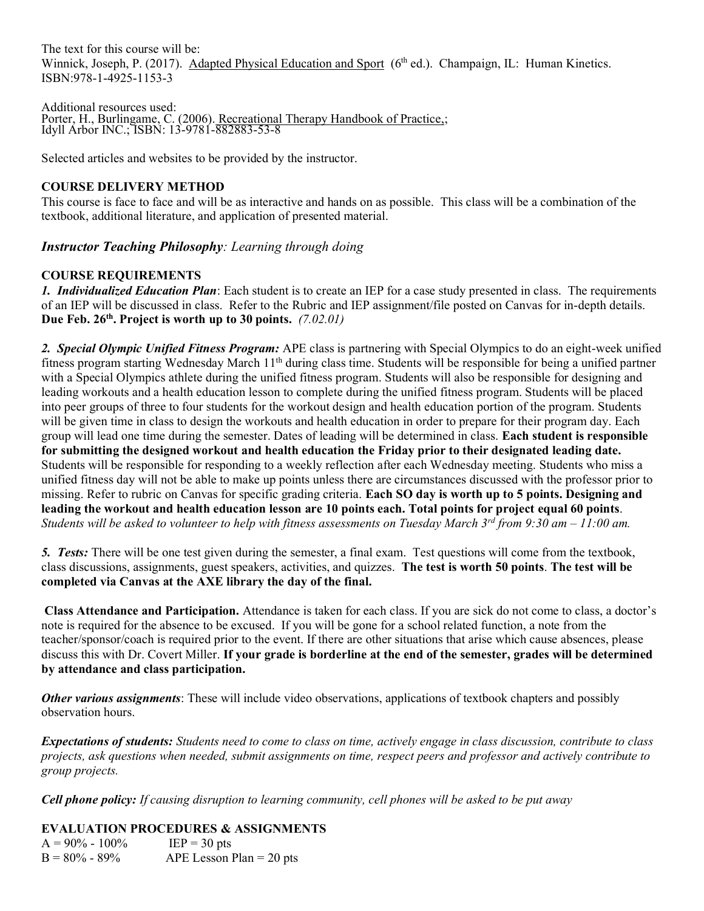The text for this course will be:
Winnick, Joseph, P. (2017). Adapted Physical Education and Sport (6th ed.). Champaign, IL: Human Kinetics. ISBN:978-1-4925-1153-3

Additional resources used:
Porter, H., Burlingame, C. (2006). Recreational Therapy Handbook of Practice,; Idyll Arbor INC.; ISBN: 13-9781-882883-53-8

Selected articles and websites to be provided by the instructor.

## COURSE DELIVERY METHOD

This course is face to face and will be as interactive and hands on as possible. This class will be a combination of the textbook, additional literature, and application of presented material.

***Instructor Teaching Philosophy**: Learning through doing*

## COURSE REQUIREMENTS

***1. Individualized Education Plan***: Each student is to create an IEP for a case study presented in class. The requirements of an IEP will be discussed in class. Refer to the Rubric and IEP assignment/file posted on Canvas for in-depth details. **Due Feb. 26th. Project is worth up to 30 points.** *(7.02.01)*

***2. Special Olympic Unified Fitness Program:*** APE class is partnering with Special Olympics to do an eight-week unified fitness program starting Wednesday March 11th during class time. Students will be responsible for being a unified partner with a Special Olympics athlete during the unified fitness program. Students will also be responsible for designing and leading workouts and a health education lesson to complete during the unified fitness program. Students will be placed into peer groups of three to four students for the workout design and health education portion of the program. Students will be given time in class to design the workouts and health education in order to prepare for their program day. Each group will lead one time during the semester. Dates of leading will be determined in class. **Each student is responsible for submitting the designed workout and health education the Friday prior to their designated leading date.** Students will be responsible for responding to a weekly reflection after each Wednesday meeting. Students who miss a unified fitness day will not be able to make up points unless there are circumstances discussed with the professor prior to missing. Refer to rubric on Canvas for specific grading criteria. **Each SO day is worth up to 5 points. Designing and leading the workout and health education lesson are 10 points each. Total points for project equal 60 points**. *Students will be asked to volunteer to help with fitness assessments on Tuesday March 3rd from 9:30 am – 11:00 am.*

***5. Tests:*** There will be one test given during the semester, a final exam. Test questions will come from the textbook, class discussions, assignments, guest speakers, activities, and quizzes. **The test is worth 50 points**. **The test will be completed via Canvas at the AXE library the day of the final.**

**Class Attendance and Participation.** Attendance is taken for each class. If you are sick do not come to class, a doctor's note is required for the absence to be excused. If you will be gone for a school related function, a note from the teacher/sponsor/coach is required prior to the event. If there are other situations that arise which cause absences, please discuss this with Dr. Covert Miller. **If your grade is borderline at the end of the semester, grades will be determined by attendance and class participation.**

***Other various assignments***: These will include video observations, applications of textbook chapters and possibly observation hours.

***Expectations of students:** Students need to come to class on time, actively engage in class discussion, contribute to class projects, ask questions when needed, submit assignments on time, respect peers and professor and actively contribute to group projects.*

***Cell phone policy:** If causing disruption to learning community, cell phones will be asked to be put away*

## EVALUATION PROCEDURES & ASSIGNMENTS

| | |
|---|---|
| A = 90% - 100% | IEP = 30 pts |
| B = 80% - 89% | APE Lesson Plan = 20 pts |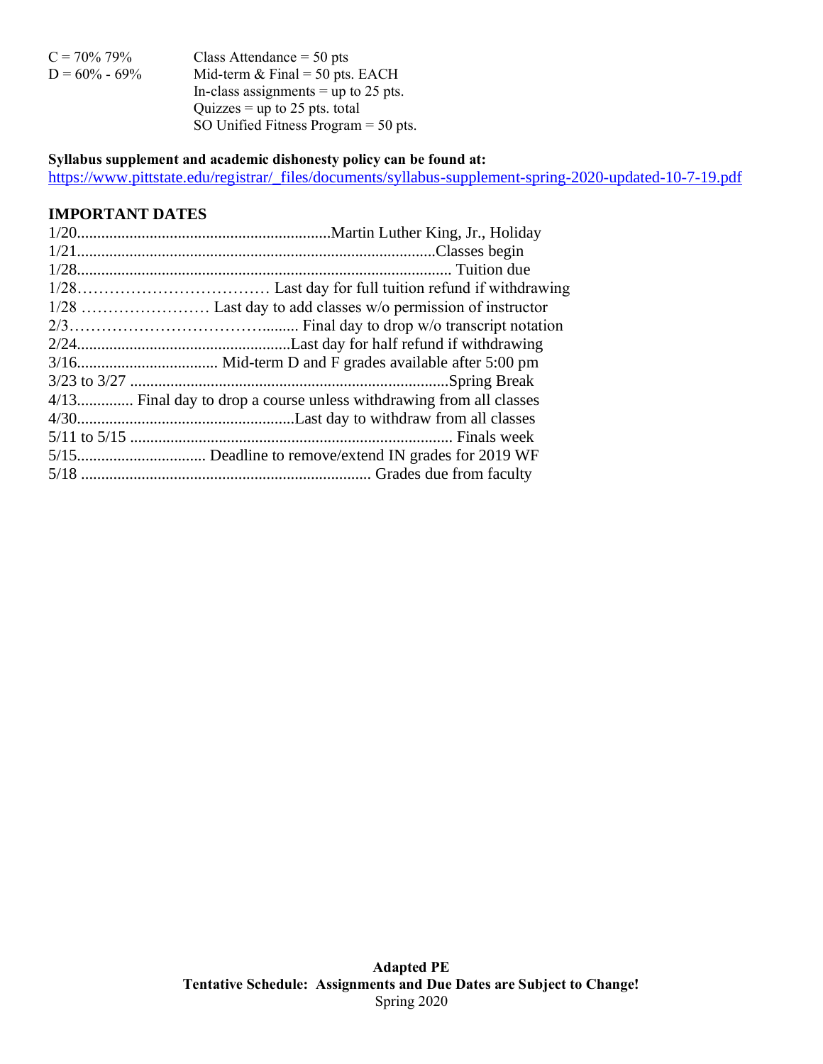| | |
|---|---|
| C = 70% 79% | Class Attendance = 50 pts |
| D = 60% - 69% | Mid-term & Final = 50 pts. EACH |
| | In-class assignments = up to 25 pts. |
| | Quizzes = up to 25 pts. total |
| | SO Unified Fitness Program = 50 pts. |

**Syllabus supplement and academic dishonesty policy can be found at:**
https://www.pittstate.edu/registrar/_files/documents/syllabus-supplement-spring-2020-updated-10-7-19.pdf

## IMPORTANT DATES

1/20..............................................................Martin Luther King, Jr., Holiday
1/21.........................................................................................Classes begin
1/28............................................................................................ Tuition due
1/28……………………………… Last day for full tuition refund if withdrawing
1/28 …………………… Last day to add classes w/o permission of instructor
2/3………………………………......... Final day to drop w/o transcript notation
2/24.....................................................Last day for half refund if withdrawing
3/16................................... Mid-term D and F grades available after 5:00 pm
3/23 to 3/27 ..............................................................................Spring Break
4/13.............. Final day to drop a course unless withdrawing from all classes
4/30......................................................Last day to withdraw from all classes
5/11 to 5/15 ................................................................................ Finals week
5/15................................ Deadline to remove/extend IN grades for 2019 WF
5/18 ........................................................................ Grades due from faculty

**Adapted PE**
**Tentative Schedule: Assignments and Due Dates are Subject to Change!**
Spring 2020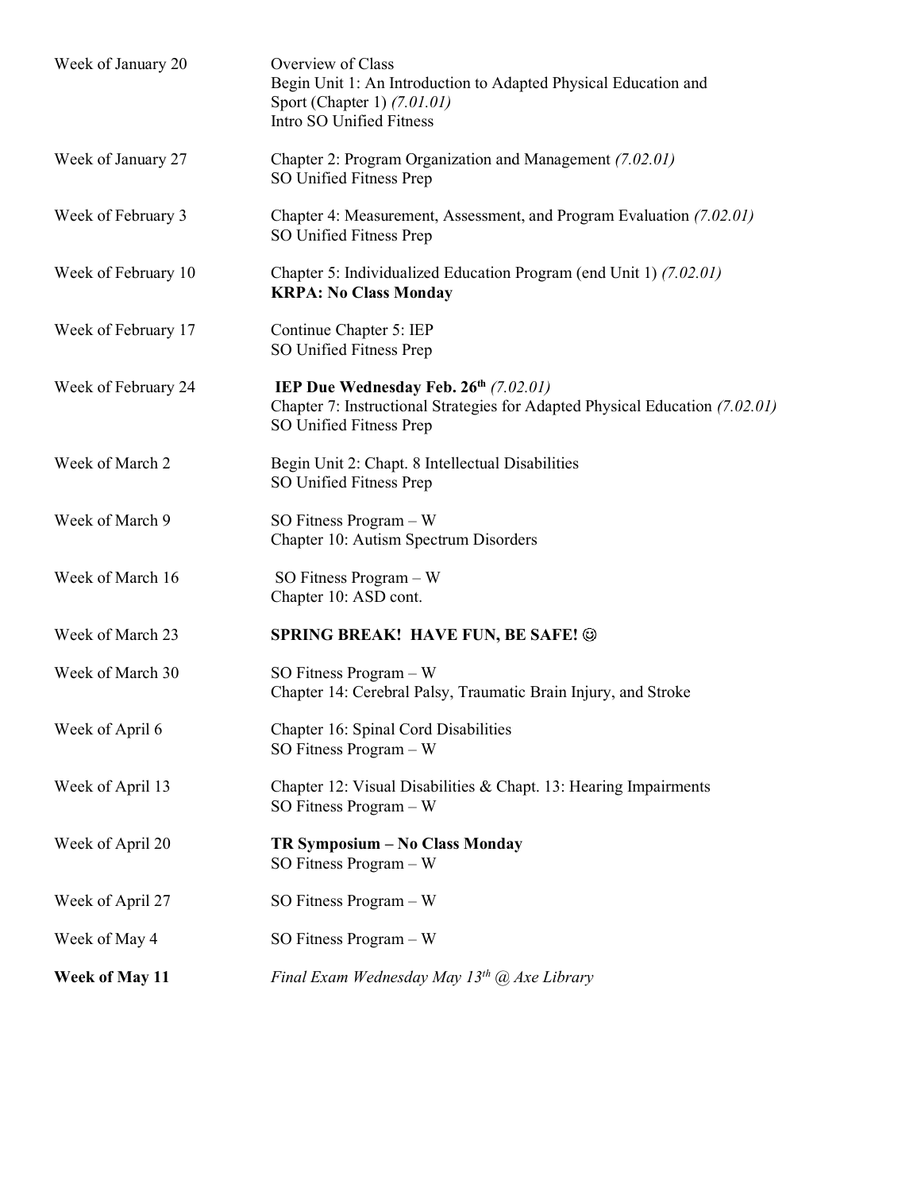| | |
|---|---|
| Week of January 20 | Overview of Class<br>Begin Unit 1: An Introduction to Adapted Physical Education and Sport (Chapter 1) *(7.01.01)*<br>Intro SO Unified Fitness |
| Week of January 27 | Chapter 2: Program Organization and Management *(7.02.01)*<br>SO Unified Fitness Prep |
| Week of February 3 | Chapter 4: Measurement, Assessment, and Program Evaluation *(7.02.01)*<br>SO Unified Fitness Prep |
| Week of February 10 | Chapter 5: Individualized Education Program (end Unit 1) *(7.02.01)*<br>**KRPA: No Class Monday** |
| Week of February 17 | Continue Chapter 5: IEP<br>SO Unified Fitness Prep |
| Week of February 24 | **IEP Due Wednesday Feb. 26th** *(7.02.01)*<br>Chapter 7: Instructional Strategies for Adapted Physical Education *(7.02.01)*<br>SO Unified Fitness Prep |
| Week of March 2 | Begin Unit 2: Chapt. 8 Intellectual Disabilities<br>SO Unified Fitness Prep |
| Week of March 9 | SO Fitness Program – W<br>Chapter 10: Autism Spectrum Disorders |
| Week of March 16 | SO Fitness Program – W<br>Chapter 10: ASD cont. |
| Week of March 23 | **SPRING BREAK! HAVE FUN, BE SAFE! ☺** |
| Week of March 30 | SO Fitness Program – W<br>Chapter 14: Cerebral Palsy, Traumatic Brain Injury, and Stroke |
| Week of April 6 | Chapter 16: Spinal Cord Disabilities<br>SO Fitness Program – W |
| Week of April 13 | Chapter 12: Visual Disabilities & Chapt. 13: Hearing Impairments<br>SO Fitness Program – W |
| Week of April 20 | **TR Symposium – No Class Monday**<br>SO Fitness Program – W |
| Week of April 27 | SO Fitness Program – W |
| Week of May 4 | SO Fitness Program – W |
| **Week of May 11** | *Final Exam Wednesday May 13th @ Axe Library* |